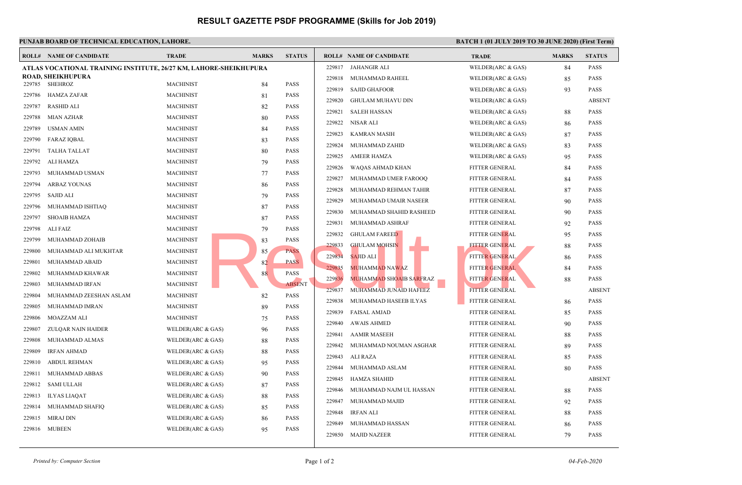# RESULT GAZETTE PSDF PROGRAMME (Skills for Job 2019)

**PUNJAB BOARD OF TECHNICAL EDUCATION, LAHORE.**

**BATCH 1 (01 JULY 2019 TO 30 JUNE 2020) (First Term)**

**ATLAS VOCATIONAL TRAINING INSTITUTE, 26/27 KM, LAHORE-SHEIKHUPURA ROAD, SHEIKHUPURA**

| ROLL# | NAME OF CANDIDATE | TRADE | MARKS | STATUS |
|---|---|---|---|---|
| 229785 | SHEHROZ | MACHINIST | 84 | PASS |
| 229786 | HAMZA ZAFAR | MACHINIST | 81 | PASS |
| 229787 | RASHID ALI | MACHINIST | 82 | PASS |
| 229788 | MIAN AZHAR | MACHINIST | 80 | PASS |
| 229789 | USMAN AMIN | MACHINIST | 84 | PASS |
| 229790 | FARAZ IQBAL | MACHINIST | 83 | PASS |
| 229791 | TALHA TALLAT | MACHINIST | 80 | PASS |
| 229792 | ALI HAMZA | MACHINIST | 79 | PASS |
| 229793 | MUHAMMAD USMAN | MACHINIST | 77 | PASS |
| 229794 | ARBAZ YOUNAS | MACHINIST | 86 | PASS |
| 229795 | SAJID ALI | MACHINIST | 79 | PASS |
| 229796 | MUHAMMAD ISHTIAQ | MACHINIST | 87 | PASS |
| 229797 | SHOAIB HAMZA | MACHINIST | 87 | PASS |
| 229798 | ALI FAIZ | MACHINIST | 79 | PASS |
| 229799 | MUHAMMAD ZOHAIB | MACHINIST | 83 | PASS |
| 229800 | MUHAMMAD ALI MUKHTAR | MACHINIST | 85 | PASS |
| 229801 | MUHAMMAD ABAID | MACHINIST | 82 | PASS |
| 229802 | MUHAMMAD KHAWAR | MACHINIST | 88 | PASS |
| 229803 | MUHAMMAD IRFAN | MACHINIST | | ABSENT |
| 229804 | MUHAMMAD ZEESHAN ASLAM | MACHINIST | 82 | PASS |
| 229805 | MUHAMMAD IMRAN | MACHINIST | 89 | PASS |
| 229806 | MOAZZAM ALI | MACHINIST | 75 | PASS |
| 229807 | ZULQAR NAIN HAIDER | WELDER(ARC & GAS) | 96 | PASS |
| 229808 | MUHAMMAD ALMAS | WELDER(ARC & GAS) | 88 | PASS |
| 229809 | IRFAN AHMAD | WELDER(ARC & GAS) | 88 | PASS |
| 229810 | ABDUL REHMAN | WELDER(ARC & GAS) | 95 | PASS |
| 229811 | MUHAMMAD ABBAS | WELDER(ARC & GAS) | 90 | PASS |
| 229812 | SAMI ULLAH | WELDER(ARC & GAS) | 87 | PASS |
| 229813 | ILYAS LIAQAT | WELDER(ARC & GAS) | 88 | PASS |
| 229814 | MUHAMMAD SHAFIQ | WELDER(ARC & GAS) | 85 | PASS |
| 229815 | MIRAJ DIN | WELDER(ARC & GAS) | 86 | PASS |
| 229816 | MUBEEN | WELDER(ARC & GAS) | 95 | PASS |
| 229817 | JAHANGIR ALI | WELDER(ARC & GAS) | 84 | PASS |
| 229818 | MUHAMMAD RAHEEL | WELDER(ARC & GAS) | 85 | PASS |
| 229819 | SAJID GHAFOOR | WELDER(ARC & GAS) | 93 | PASS |
| 229820 | GHULAM MUHAYU DIN | WELDER(ARC & GAS) | | ABSENT |
| 229821 | SALEH HASSAN | WELDER(ARC & GAS) | 88 | PASS |
| 229822 | NISAR ALI | WELDER(ARC & GAS) | 86 | PASS |
| 229823 | KAMRAN MASIH | WELDER(ARC & GAS) | 87 | PASS |
| 229824 | MUHAMMAD ZAHID | WELDER(ARC & GAS) | 83 | PASS |
| 229825 | AMEER HAMZA | WELDER(ARC & GAS) | 95 | PASS |
| 229826 | WAQAS AHMAD KHAN | FITTER GENERAL | 84 | PASS |
| 229827 | MUHAMMAD UMER FAROOQ | FITTER GENERAL | 84 | PASS |
| 229828 | MUHAMMAD REHMAN TAHIR | FITTER GENERAL | 87 | PASS |
| 229829 | MUHAMMAD UMAIR NASEER | FITTER GENERAL | 90 | PASS |
| 229830 | MUHAMMAD SHAHID RASHEED | FITTER GENERAL | 90 | PASS |
| 229831 | MUHAMMAD ASHRAF | FITTER GENERAL | 92 | PASS |
| 229832 | GHULAM FAREED | FITTER GENERAL | 95 | PASS |
| 229833 | GHULAM MOHSIN | FITTER GENERAL | 88 | PASS |
| 229834 | SAJID ALI | FITTER GENERAL | 86 | PASS |
| 229835 | MUHAMMAD NAWAZ | FITTER GENERAL | 84 | PASS |
| 229836 | MUHAMMAD SHOAIB SARFRAZ | FITTER GENERAL | 88 | PASS |
| 229837 | MUHAMMAD JUNAID HAFEEZ | FITTER GENERAL | | ABSENT |
| 229838 | MUHAMMAD HASEEB ILYAS | FITTER GENERAL | 86 | PASS |
| 229839 | FAISAL AMJAD | FITTER GENERAL | 85 | PASS |
| 229840 | AWAIS AHMED | FITTER GENERAL | 90 | PASS |
| 229841 | AAMIR MASEEH | FITTER GENERAL | 88 | PASS |
| 229842 | MUHAMMAD NOUMAN ASGHAR | FITTER GENERAL | 89 | PASS |
| 229843 | ALI RAZA | FITTER GENERAL | 85 | PASS |
| 229844 | MUHAMMAD ASLAM | FITTER GENERAL | 80 | PASS |
| 229845 | HAMZA SHAHID | FITTER GENERAL | | ABSENT |
| 229846 | MUHAMMAD NAJM UL HASSAN | FITTER GENERAL | 88 | PASS |
| 229847 | MUHAMMAD MAJID | FITTER GENERAL | 92 | PASS |
| 229848 | IRFAN ALI | FITTER GENERAL | 88 | PASS |
| 229849 | MUHAMMAD HASSAN | FITTER GENERAL | 86 | PASS |
| 229850 | MAJID NAZEER | FITTER GENERAL | 79 | PASS |

*Printed by: Computer Section*

*04-Feb-2020*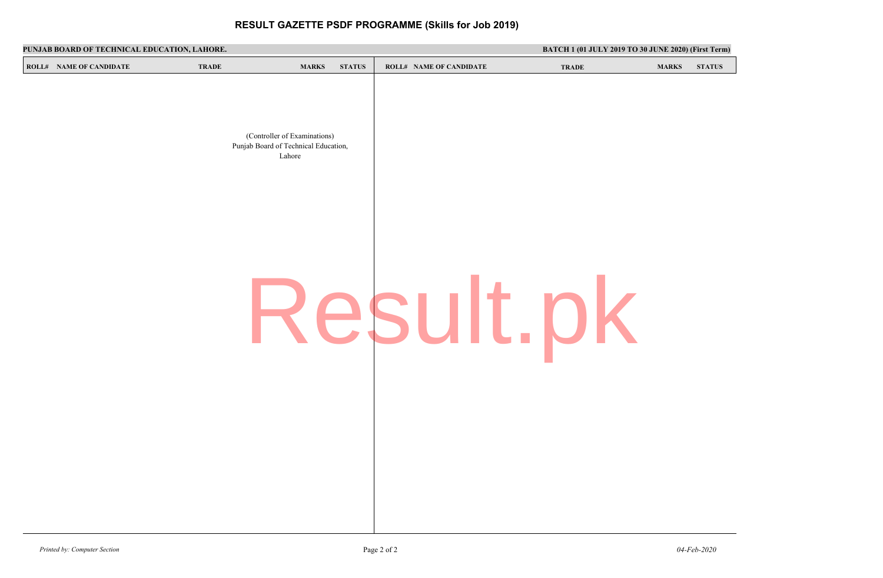# RESULT GAZETTE PSDF PROGRAMME (Skills for Job 2019)

**PUNJAB BOARD OF TECHNICAL EDUCATION, LAHORE.**

**BATCH 1 (01 JULY 2019 TO 30 JUNE 2020) (First Term)**

| ROLL# | NAME OF CANDIDATE | TRADE | MARKS | STATUS | ROLL# | NAME OF CANDIDATE | TRADE | MARKS | STATUS |
|---|---|---|---|---|---|---|---|---|---|

(Controller of Examinations)
Punjab Board of Technical Education,
Lahore

*Printed by: Computer Section*

*04-Feb-2020*